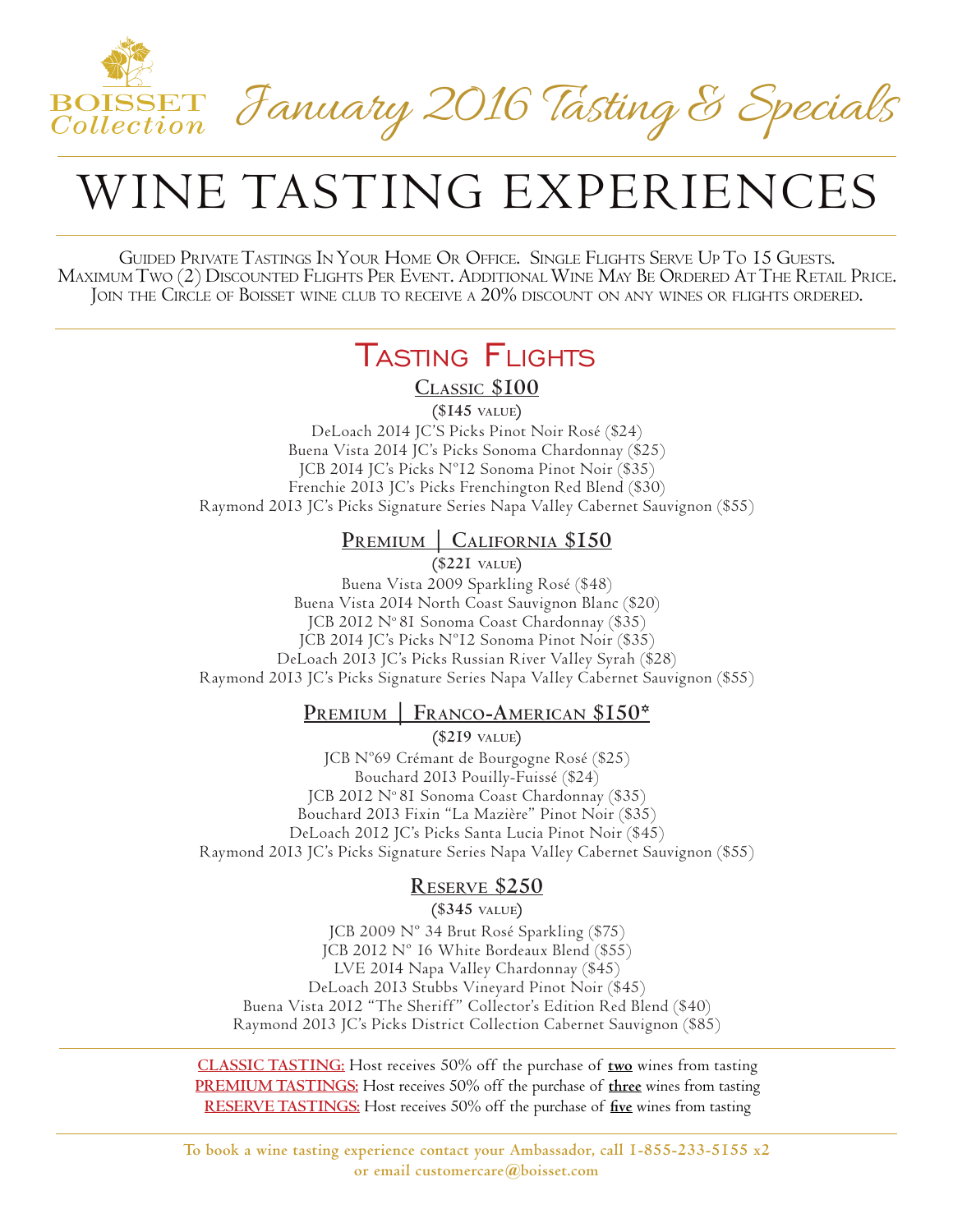BOISSET *Collection*

# *January 2016 Tasting & Specials*

# WINE TASTING EXPERIENCES

Guided Private Tastings In Your Home Or Office. Single Flights Serve Up To 15 Guests.
Maximum Two (2) Discounted Flights Per Event. Additional Wine May Be Ordered At The Retail Price.
Join the Circle of Boisset wine club to receive a 20% discount on any wines or flights ordered.

## Tasting Flights

### Classic $100

**($145 value)**

DeLoach 2014 JC'S Picks Pinot Noir Rosé ($24)
Buena Vista 2014 JC's Picks Sonoma Chardonnay ($25)
JCB 2014 JC's Picks Nº12 Sonoma Pinot Noir ($35)
Frenchie 2013 JC's Picks Frenchington Red Blend ($30)
Raymond 2013 JC's Picks Signature Series Napa Valley Cabernet Sauvignon ($55)

### Premium | California $150

**($221 value)**

Buena Vista 2009 Sparkling Rosé ($48)
Buena Vista 2014 North Coast Sauvignon Blanc ($20)
JCB 2012 Nº 81 Sonoma Coast Chardonnay ($35)
JCB 2014 JC's Picks Nº12 Sonoma Pinot Noir ($35)
DeLoach 2013 JC's Picks Russian River Valley Syrah ($28)
Raymond 2013 JC's Picks Signature Series Napa Valley Cabernet Sauvignon ($55)

### Premium | Franco-American $150*

**($219 value)**

JCB Nº69 Crémant de Bourgogne Rosé ($25)
Bouchard 2013 Pouilly-Fuissé ($24)
JCB 2012 Nº 81 Sonoma Coast Chardonnay ($35)
Bouchard 2013 Fixin "La Mazière" Pinot Noir ($35)
DeLoach 2012 JC's Picks Santa Lucia Pinot Noir ($45)
Raymond 2013 JC's Picks Signature Series Napa Valley Cabernet Sauvignon ($55)

### Reserve $250

**($345 value)**

JCB 2009 Nº 34 Brut Rosé Sparkling ($75)
JCB 2012 Nº 16 White Bordeaux Blend ($55)
LVE 2014 Napa Valley Chardonnay ($45)
DeLoach 2013 Stubbs Vineyard Pinot Noir ($45)
Buena Vista 2012 "The Sheriff" Collector's Edition Red Blend ($40)
Raymond 2013 JC's Picks District Collection Cabernet Sauvignon ($85)

**CLASSIC TASTING:** Host receives 50% off the purchase of **two** wines from tasting
**PREMIUM TASTINGS:** Host receives 50% off the purchase of **three** wines from tasting
**RESERVE TASTINGS:** Host receives 50% off the purchase of **five** wines from tasting

**To book a wine tasting experience contact your Ambassador, call 1-855-233-5155 x2 or email customercare@boisset.com**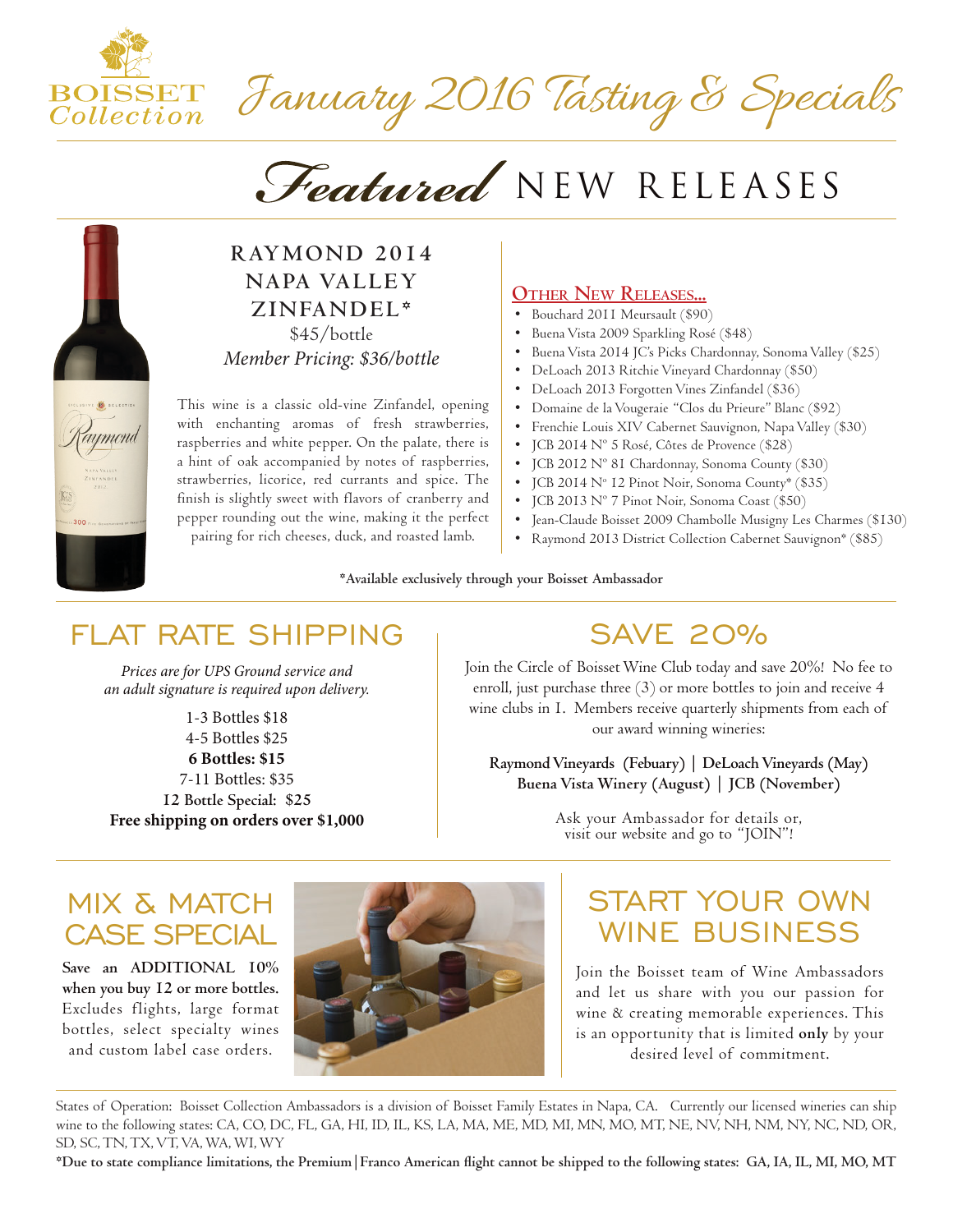# January 2016 Tasting & Specials

## Featured NEW RELEASES

### RAYMOND 2014 NAPA VALLEY ZINFANDEL*

$45/bottle

*Member Pricing: $36/bottle*

This wine is a classic old-vine Zinfandel, opening with enchanting aromas of fresh strawberries, raspberries and white pepper. On the palate, there is a hint of oak accompanied by notes of raspberries, strawberries, licorice, red currants and spice. The finish is slightly sweet with flavors of cranberry and pepper rounding out the wine, making it the perfect pairing for rich cheeses, duck, and roasted lamb.

### Other New Releases...

- Bouchard 2011 Meursault ($90)
- Buena Vista 2009 Sparkling Rosé ($48)
- Buena Vista 2014 JC's Picks Chardonnay, Sonoma Valley ($25)
- DeLoach 2013 Ritchie Vineyard Chardonnay ($50)
- DeLoach 2013 Forgotten Vines Zinfandel ($36)
- Domaine de la Vougeraie "Clos du Prieure" Blanc ($92)
- Frenchie Louis XIV Cabernet Sauvignon, Napa Valley ($30)
- JCB 2014 Nº 5 Rosé, Côtes de Provence ($28)
- JCB 2012 Nº 81 Chardonnay, Sonoma County ($30)
- JCB 2014 Nº 12 Pinot Noir, Sonoma County* ($35)
- JCB 2013 Nº 7 Pinot Noir, Sonoma Coast ($50)
- Jean-Claude Boisset 2009 Chambolle Musigny Les Charmes ($130)
- Raymond 2013 District Collection Cabernet Sauvignon* ($85)

**\*Available exclusively through your Boisset Ambassador**

## FLAT RATE SHIPPING

*Prices are for UPS Ground service and an adult signature is required upon delivery.*

1-3 Bottles $18
4-5 Bottles $25
**6 Bottles: $15**
7-11 Bottles: $35
**12 Bottle Special: $25**
**Free shipping on orders over $1,000**

## SAVE 20%

Join the Circle of Boisset Wine Club today and save 20%! No fee to enroll, just purchase three (3) or more bottles to join and receive 4 wine clubs in 1. Members receive quarterly shipments from each of our award winning wineries:

**Raymond Vineyards (Febuary) | DeLoach Vineyards (May)**
**Buena Vista Winery (August) | JCB (November)**

Ask your Ambassador for details or, visit our website and go to "JOIN"!

## MIX & MATCH CASE SPECIAL

**Save an ADDITIONAL 10% when you buy 12 or more bottles.** Excludes flights, large format bottles, select specialty wines and custom label case orders.

## START YOUR OWN WINE BUSINESS

Join the Boisset team of Wine Ambassadors and let us share with you our passion for wine & creating memorable experiences. This is an opportunity that is limited **only** by your desired level of commitment.

States of Operation: Boisset Collection Ambassadors is a division of Boisset Family Estates in Napa, CA. Currently our licensed wineries can ship wine to the following states: CA, CO, DC, FL, GA, HI, ID, IL, KS, LA, MA, ME, MD, MI, MN, MO, MT, NE, NV, NH, NM, NY, NC, ND, OR, SD, SC, TN, TX, VT, VA, WA, WI, WY

**\*Due to state compliance limitations, the Premium | Franco American flight cannot be shipped to the following states: GA, IA, IL, MI, MO, MT**